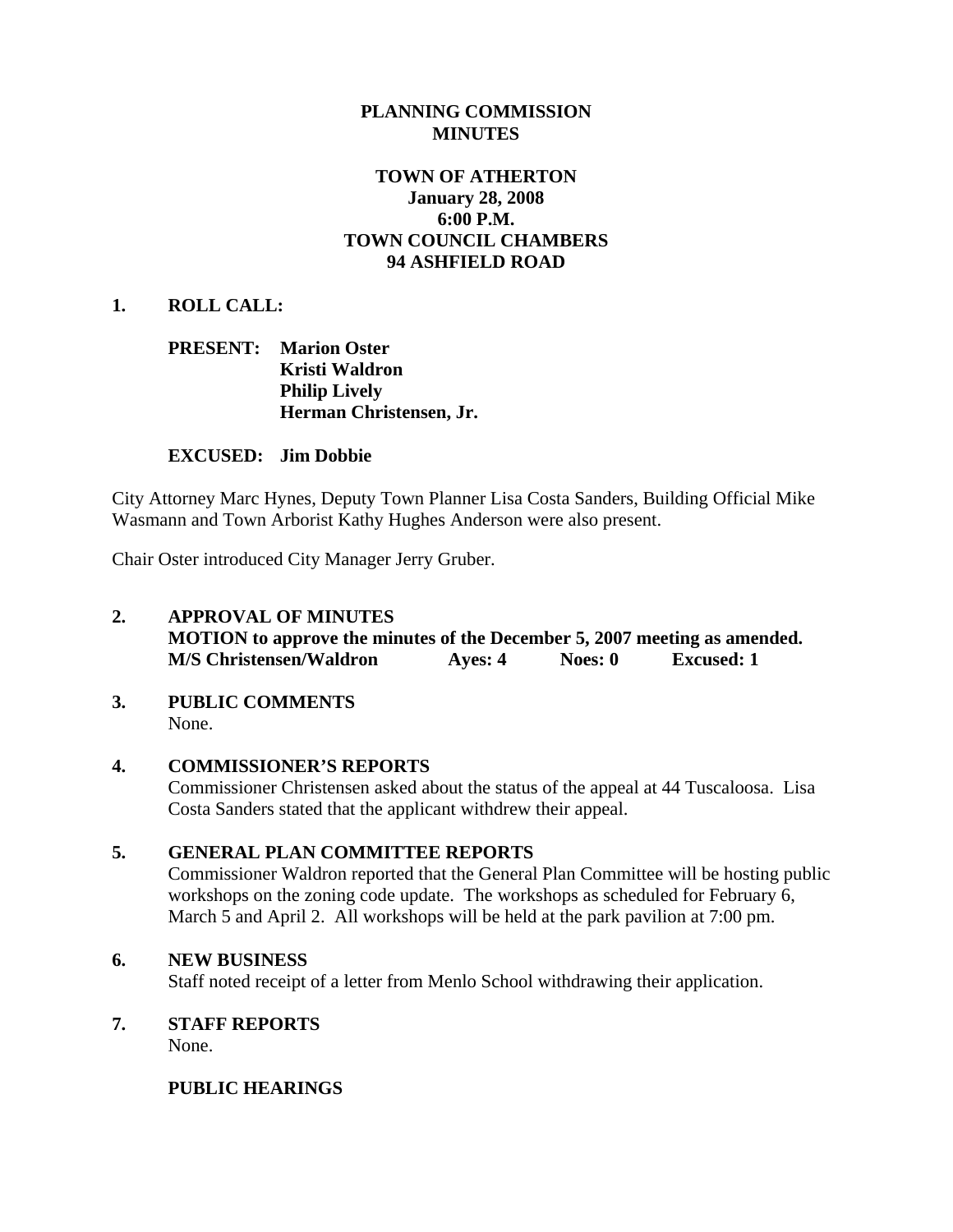# PLANNING COMMISSION
# MINUTES

## TOWN OF ATHERTON
**January 28, 2008**
**6:00 P.M.**
**TOWN COUNCIL CHAMBERS**
**94 ASHFIELD ROAD**

**1. ROLL CALL:**

**PRESENT:** **Marion Oster**
**Kristi Waldron**
**Philip Lively**
**Herman Christensen, Jr.**

**EXCUSED:** **Jim Dobbie**

City Attorney Marc Hynes, Deputy Town Planner Lisa Costa Sanders, Building Official Mike Wasmann and Town Arborist Kathy Hughes Anderson were also present.

Chair Oster introduced City Manager Jerry Gruber.

**2. APPROVAL OF MINUTES**
**MOTION to approve the minutes of the December 5, 2007 meeting as amended.**
**M/S Christensen/Waldron Ayes: 4 Noes: 0 Excused: 1**

**3. PUBLIC COMMENTS**
None.

**4. COMMISSIONER'S REPORTS**
Commissioner Christensen asked about the status of the appeal at 44 Tuscaloosa. Lisa Costa Sanders stated that the applicant withdrew their appeal.

**5. GENERAL PLAN COMMITTEE REPORTS**
Commissioner Waldron reported that the General Plan Committee will be hosting public workshops on the zoning code update. The workshops as scheduled for February 6, March 5 and April 2. All workshops will be held at the park pavilion at 7:00 pm.

**6. NEW BUSINESS**
Staff noted receipt of a letter from Menlo School withdrawing their application.

**7. STAFF REPORTS**
None.

**PUBLIC HEARINGS**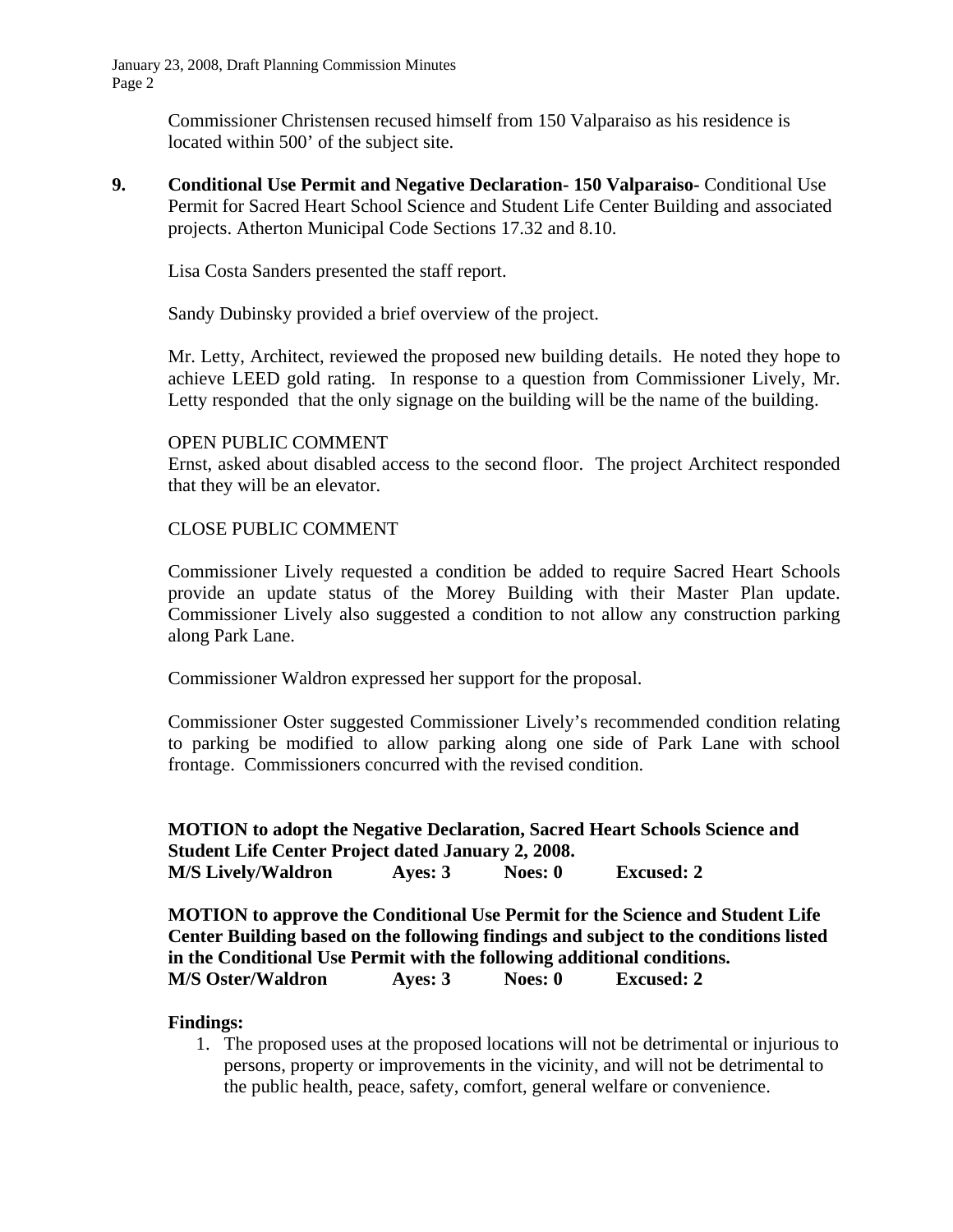Commissioner Christensen recused himself from 150 Valparaiso as his residence is located within 500' of the subject site.

**9. Conditional Use Permit and Negative Declaration- 150 Valparaiso-** Conditional Use Permit for Sacred Heart School Science and Student Life Center Building and associated projects. Atherton Municipal Code Sections 17.32 and 8.10.

Lisa Costa Sanders presented the staff report.

Sandy Dubinsky provided a brief overview of the project.

Mr. Letty, Architect, reviewed the proposed new building details. He noted they hope to achieve LEED gold rating. In response to a question from Commissioner Lively, Mr. Letty responded that the only signage on the building will be the name of the building.

OPEN PUBLIC COMMENT
Ernst, asked about disabled access to the second floor. The project Architect responded that they will be an elevator.

CLOSE PUBLIC COMMENT

Commissioner Lively requested a condition be added to require Sacred Heart Schools provide an update status of the Morey Building with their Master Plan update. Commissioner Lively also suggested a condition to not allow any construction parking along Park Lane.

Commissioner Waldron expressed her support for the proposal.

Commissioner Oster suggested Commissioner Lively's recommended condition relating to parking be modified to allow parking along one side of Park Lane with school frontage. Commissioners concurred with the revised condition.

**MOTION to adopt the Negative Declaration, Sacred Heart Schools Science and Student Life Center Project dated January 2, 2008.**
**M/S Lively/Waldron Ayes: 3 Noes: 0 Excused: 2**

**MOTION to approve the Conditional Use Permit for the Science and Student Life Center Building based on the following findings and subject to the conditions listed in the Conditional Use Permit with the following additional conditions.**
**M/S Oster/Waldron Ayes: 3 Noes: 0 Excused: 2**

**Findings:**

1. The proposed uses at the proposed locations will not be detrimental or injurious to persons, property or improvements in the vicinity, and will not be detrimental to the public health, peace, safety, comfort, general welfare or convenience.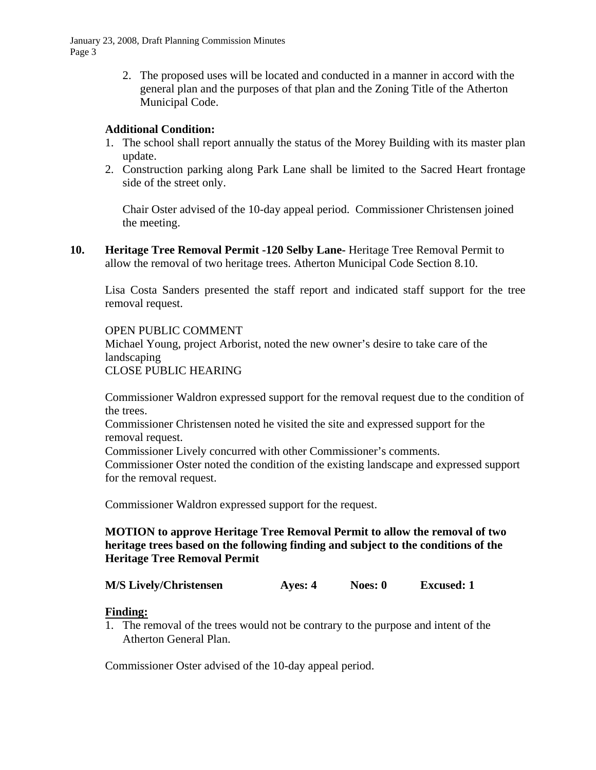2. The proposed uses will be located and conducted in a manner in accord with the general plan and the purposes of that plan and the Zoning Title of the Atherton Municipal Code.

**Additional Condition:**

1. The school shall report annually the status of the Morey Building with its master plan update.
2. Construction parking along Park Lane shall be limited to the Sacred Heart frontage side of the street only.

Chair Oster advised of the 10-day appeal period. Commissioner Christensen joined the meeting.

**10. Heritage Tree Removal Permit -120 Selby Lane-** Heritage Tree Removal Permit to allow the removal of two heritage trees. Atherton Municipal Code Section 8.10.

Lisa Costa Sanders presented the staff report and indicated staff support for the tree removal request.

OPEN PUBLIC COMMENT
Michael Young, project Arborist, noted the new owner's desire to take care of the landscaping
CLOSE PUBLIC HEARING

Commissioner Waldron expressed support for the removal request due to the condition of the trees.
Commissioner Christensen noted he visited the site and expressed support for the removal request.
Commissioner Lively concurred with other Commissioner's comments.
Commissioner Oster noted the condition of the existing landscape and expressed support for the removal request.

Commissioner Waldron expressed support for the request.

**MOTION to approve Heritage Tree Removal Permit to allow the removal of two heritage trees based on the following finding and subject to the conditions of the Heritage Tree Removal Permit**

**M/S Lively/Christensen Ayes: 4 Noes: 0 Excused: 1**

**Finding:**

1. The removal of the trees would not be contrary to the purpose and intent of the Atherton General Plan.

Commissioner Oster advised of the 10-day appeal period.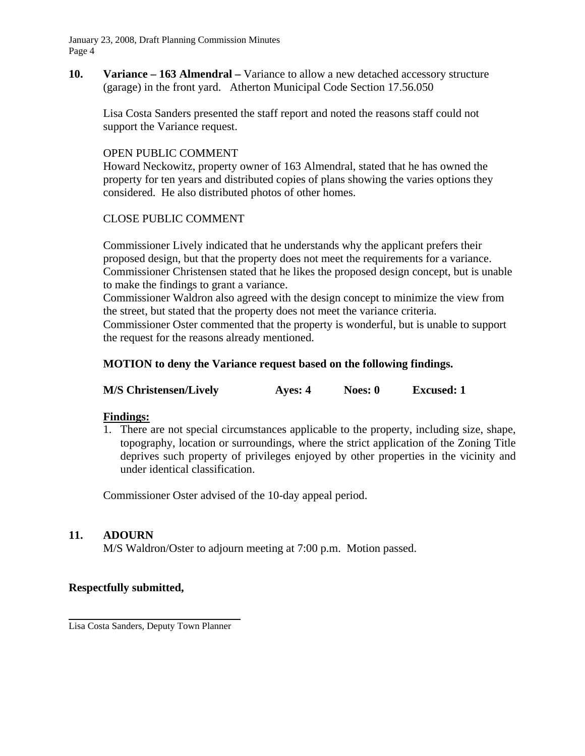**10. Variance – 163 Almendral –** Variance to allow a new detached accessory structure (garage) in the front yard. Atherton Municipal Code Section 17.56.050

Lisa Costa Sanders presented the staff report and noted the reasons staff could not support the Variance request.

OPEN PUBLIC COMMENT

Howard Neckowitz, property owner of 163 Almendral, stated that he has owned the property for ten years and distributed copies of plans showing the varies options they considered. He also distributed photos of other homes.

CLOSE PUBLIC COMMENT

Commissioner Lively indicated that he understands why the applicant prefers their proposed design, but that the property does not meet the requirements for a variance. Commissioner Christensen stated that he likes the proposed design concept, but is unable to make the findings to grant a variance.
Commissioner Waldron also agreed with the design concept to minimize the view from the street, but stated that the property does not meet the variance criteria.
Commissioner Oster commented that the property is wonderful, but is unable to support the request for the reasons already mentioned.

**MOTION to deny the Variance request based on the following findings.**

**M/S Christensen/Lively Ayes: 4 Noes: 0 Excused: 1**

**Findings:**

1. There are not special circumstances applicable to the property, including size, shape, topography, location or surroundings, where the strict application of the Zoning Title deprives such property of privileges enjoyed by other properties in the vicinity and under identical classification.

Commissioner Oster advised of the 10-day appeal period.

**11. ADOURN**

M/S Waldron/Oster to adjourn meeting at 7:00 p.m. Motion passed.

**Respectfully submitted,**

Lisa Costa Sanders, Deputy Town Planner